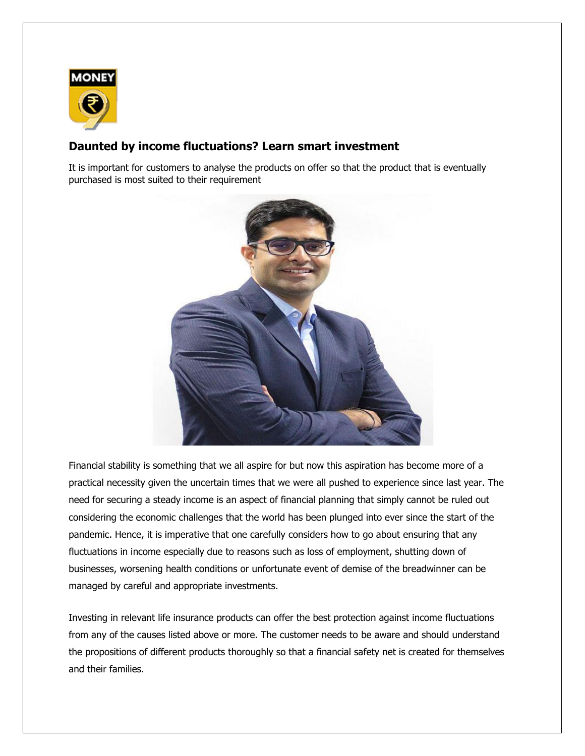# Daunted by income fluctuations? Learn smart investment

It is important for customers to analyse the products on offer so that the product that is eventually purchased is most suited to their requirement

Financial stability is something that we all aspire for but now this aspiration has become more of a practical necessity given the uncertain times that we were all pushed to experience since last year. The need for securing a steady income is an aspect of financial planning that simply cannot be ruled out considering the economic challenges that the world has been plunged into ever since the start of the pandemic. Hence, it is imperative that one carefully considers how to go about ensuring that any fluctuations in income especially due to reasons such as loss of employment, shutting down of businesses, worsening health conditions or unfortunate event of demise of the breadwinner can be managed by careful and appropriate investments.

Investing in relevant life insurance products can offer the best protection against income fluctuations from any of the causes listed above or more. The customer needs to be aware and should understand the propositions of different products thoroughly so that a financial safety net is created for themselves and their families.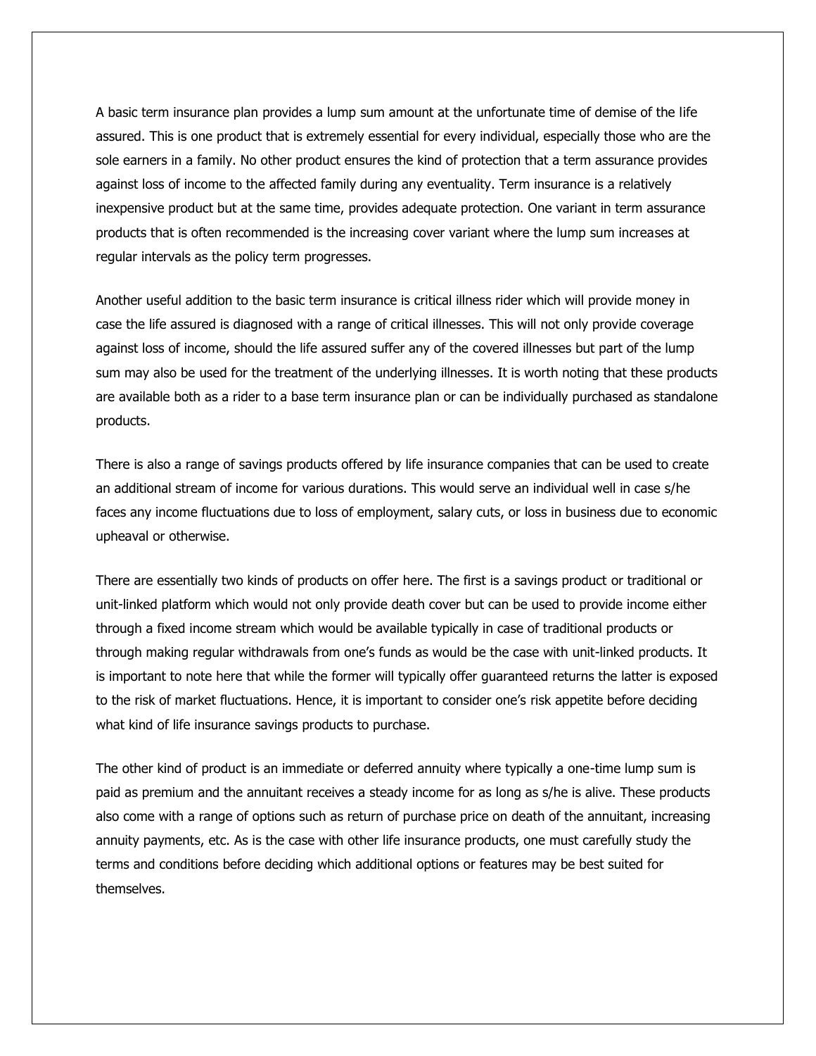A basic term insurance plan provides a lump sum amount at the unfortunate time of demise of the life assured. This is one product that is extremely essential for every individual, especially those who are the sole earners in a family. No other product ensures the kind of protection that a term assurance provides against loss of income to the affected family during any eventuality. Term insurance is a relatively inexpensive product but at the same time, provides adequate protection. One variant in term assurance products that is often recommended is the increasing cover variant where the lump sum increases at regular intervals as the policy term progresses.

Another useful addition to the basic term insurance is critical illness rider which will provide money in case the life assured is diagnosed with a range of critical illnesses. This will not only provide coverage against loss of income, should the life assured suffer any of the covered illnesses but part of the lump sum may also be used for the treatment of the underlying illnesses. It is worth noting that these products are available both as a rider to a base term insurance plan or can be individually purchased as standalone products.

There is also a range of savings products offered by life insurance companies that can be used to create an additional stream of income for various durations. This would serve an individual well in case s/he faces any income fluctuations due to loss of employment, salary cuts, or loss in business due to economic upheaval or otherwise.

There are essentially two kinds of products on offer here. The first is a savings product or traditional or unit-linked platform which would not only provide death cover but can be used to provide income either through a fixed income stream which would be available typically in case of traditional products or through making regular withdrawals from one's funds as would be the case with unit-linked products. It is important to note here that while the former will typically offer guaranteed returns the latter is exposed to the risk of market fluctuations. Hence, it is important to consider one's risk appetite before deciding what kind of life insurance savings products to purchase.

The other kind of product is an immediate or deferred annuity where typically a one-time lump sum is paid as premium and the annuitant receives a steady income for as long as s/he is alive. These products also come with a range of options such as return of purchase price on death of the annuitant, increasing annuity payments, etc. As is the case with other life insurance products, one must carefully study the terms and conditions before deciding which additional options or features may be best suited for themselves.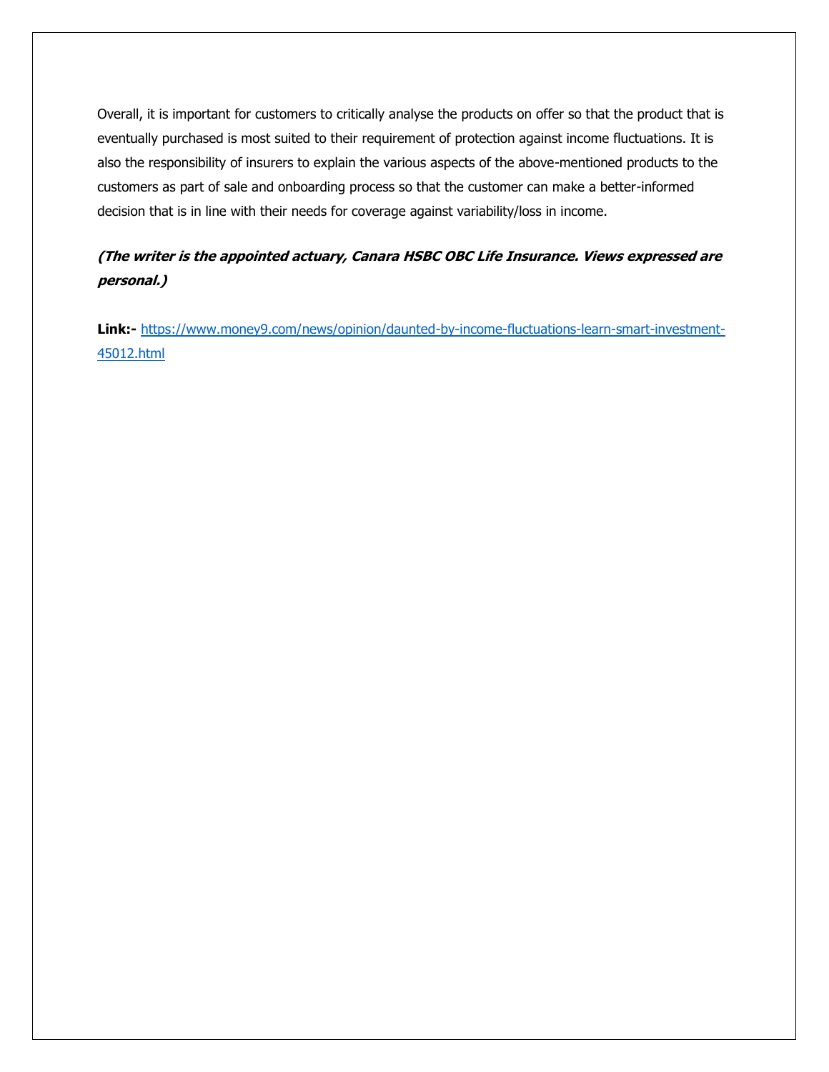Overall, it is important for customers to critically analyse the products on offer so that the product that is eventually purchased is most suited to their requirement of protection against income fluctuations. It is also the responsibility of insurers to explain the various aspects of the above-mentioned products to the customers as part of sale and onboarding process so that the customer can make a better-informed decision that is in line with their needs for coverage against variability/loss in income.

***(The writer is the appointed actuary, Canara HSBC OBC Life Insurance. Views expressed are personal.)***

**Link:-** [https://www.money9.com/news/opinion/daunted-by-income-fluctuations-learn-smart-investment-45012.html](https://www.money9.com/news/opinion/daunted-by-income-fluctuations-learn-smart-investment-45012.html)